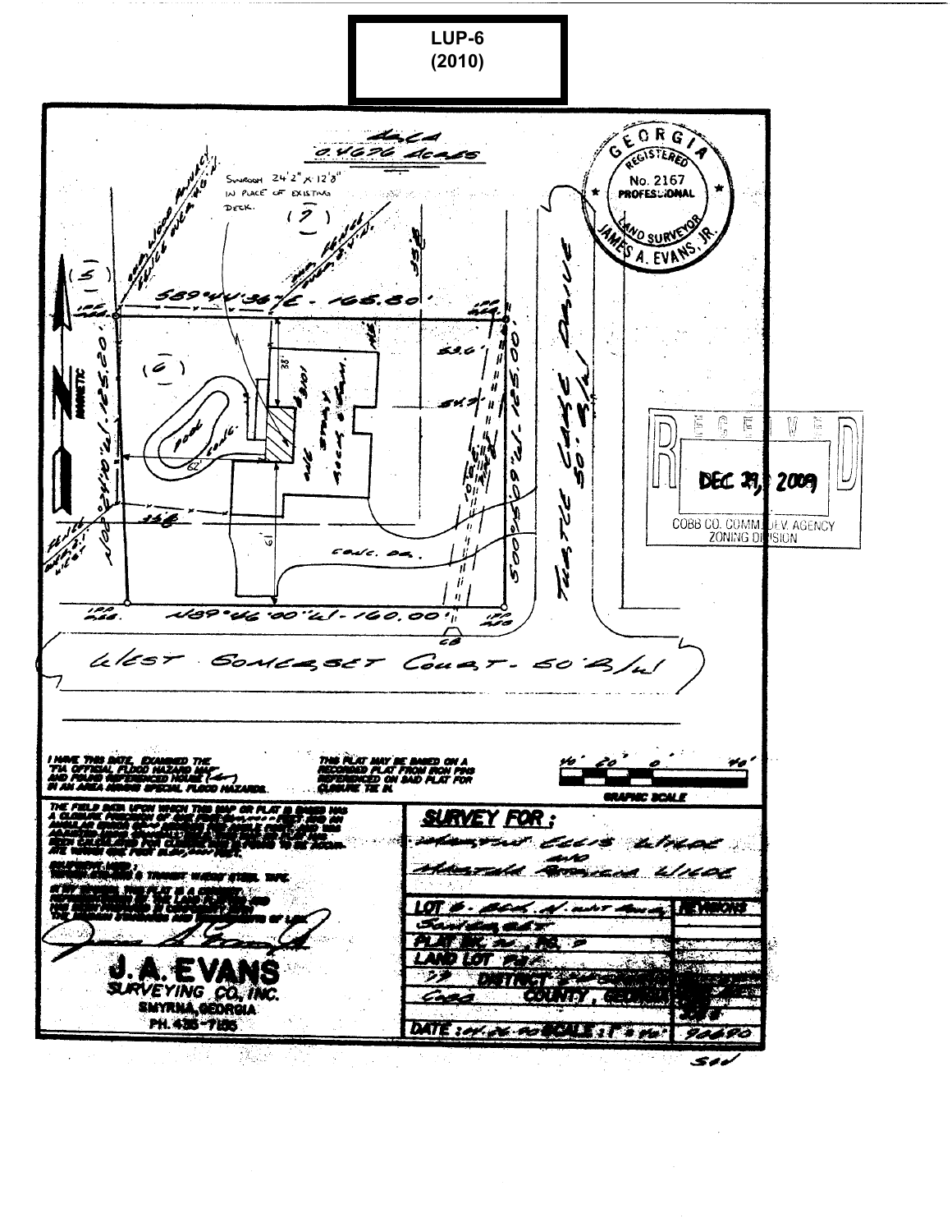**LUP-6 (2010)**

Area
0.4676 Acres

Sunroom 24'2" x 12'8" in place of existing deck.

(7)

(5)

(6)

S89°44'36"E - 165.80'

N00°24'10"W - 125.20'

S00°05'09"W - 125.00'

N89°46'00"W - 160.00'

Pool

Conc. Dr.

Turtle Cove Drive 50' R/W

West Somerset Court - 50' R/W

GEORGIA REGISTERED No. 2167 PROFESSIONAL LAND SURVEYOR JAMES A. EVANS, JR.

RECEIVED DEC 29, 2009 COBB CO. COMM. DEV. AGENCY ZONING DIVISION

I HAVE THIS DATE, EXAMINED THE "FIA OFFICIAL FLOOD HAZARD MAP" AND FOUND REFERENCED HOUSE (is not) IN AN AREA HAVING SPECIAL FLOOD HAZARDS.

THIS PLAT MAY BE BASED ON A RECORDED PLAT FROM IRON PINS REFERENCED ON SAID PLAT FOR CLOSURE TIE IN.

GRAPHIC SCALE

**SURVEY FOR:**

**J. A. EVANS SURVEYING CO., INC.**
SMYRNA, GEORGIA
PH. 436-7155

LOT
PLAT BK. , PG.
LAND LOT
DISTRICT
COUNTY, GEORGIA

REVISIONS

DATE: SCALE: 1" = 40'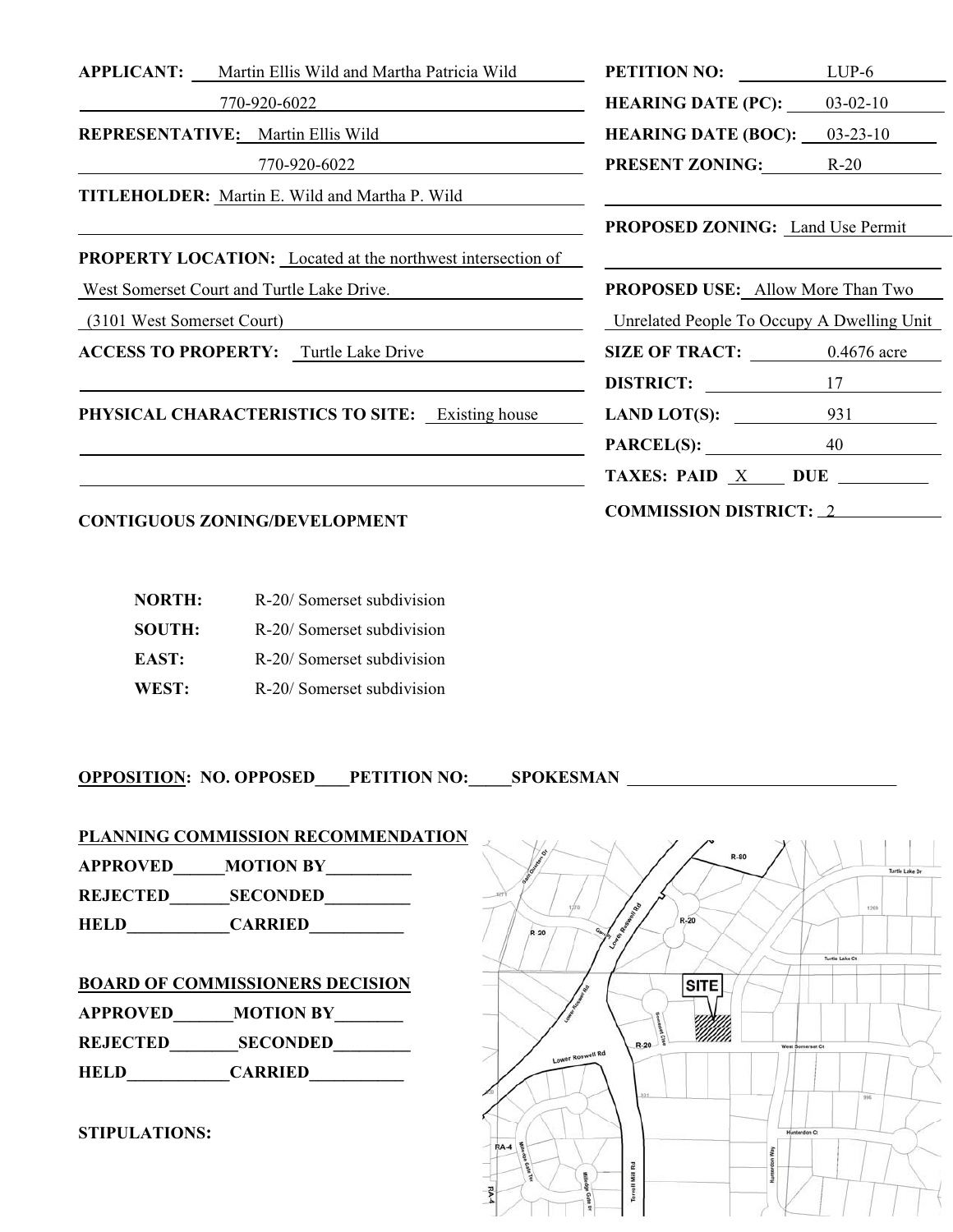**APPLICANT:** Martin Ellis Wild and Martha Patricia Wild

770-920-6022

**REPRESENTATIVE:** Martin Ellis Wild

770-920-6022

**TITLEHOLDER:** Martin E. Wild and Martha P. Wild

**PROPERTY LOCATION:** Located at the northwest intersection of West Somerset Court and Turtle Lake Drive. (3101 West Somerset Court)

**ACCESS TO PROPERTY:** Turtle Lake Drive

**PHYSICAL CHARACTERISTICS TO SITE:** Existing house

**PETITION NO:** LUP-6

**HEARING DATE (PC):** 03-02-10

**HEARING DATE (BOC):** 03-23-10

**PRESENT ZONING:** R-20

**PROPOSED ZONING:** Land Use Permit

**PROPOSED USE:** Allow More Than Two Unrelated People To Occupy A Dwelling Unit

**SIZE OF TRACT:** 0.4676 acre

**DISTRICT:** 17

**LAND LOT(S):** 931

**PARCEL(S):** 40

**TAXES: PAID** X **DUE** ____

**COMMISSION DISTRICT:** 2

**CONTIGUOUS ZONING/DEVELOPMENT**

| | |
|---|---|
| **NORTH:** | R-20/ Somerset subdivision |
| **SOUTH:** | R-20/ Somerset subdivision |
| **EAST:** | R-20/ Somerset subdivision |
| **WEST:** | R-20/ Somerset subdivision |

**OPPOSITION: NO. OPPOSED____PETITION NO:_____SPOKESMAN ________**

**PLANNING COMMISSION RECOMMENDATION**

APPROVED______MOTION BY__________

REJECTED_______SECONDED__________

HELD____________CARRIED___________

**BOARD OF COMMISSIONERS DECISION**

APPROVED_______MOTION BY________

REJECTED________SECONDED_________

HELD____________CARRIED___________

**STIPULATIONS:**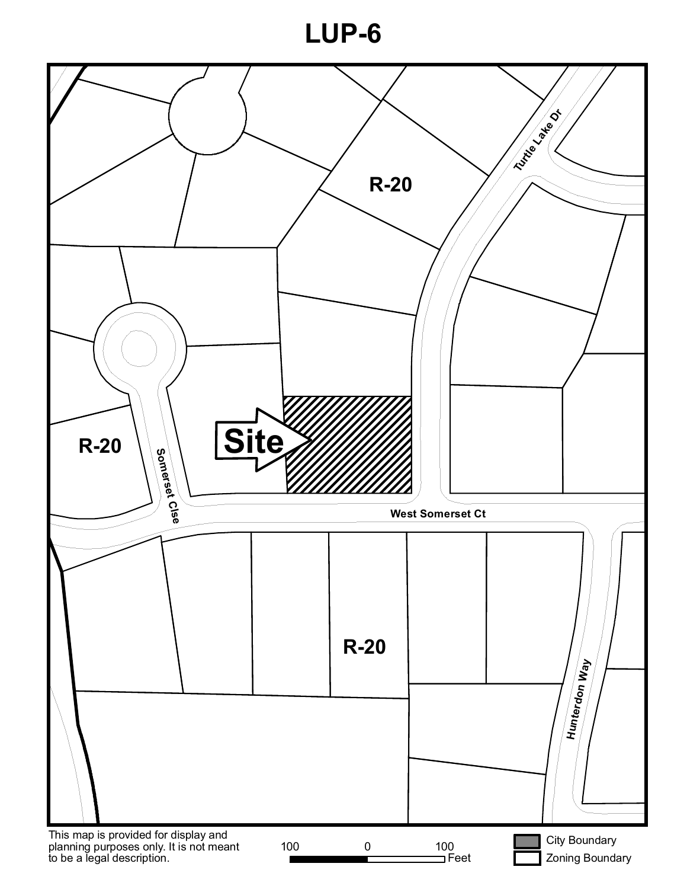# LUP-6

R-20

R-20

R-20

Site

Turtle Lake Dr

Somerset Clse

West Somerset Ct

Hunterdon Way

This map is provided for display and planning purposes only. It is not meant to be a legal description.

100 0 100 Feet

City Boundary

Zoning Boundary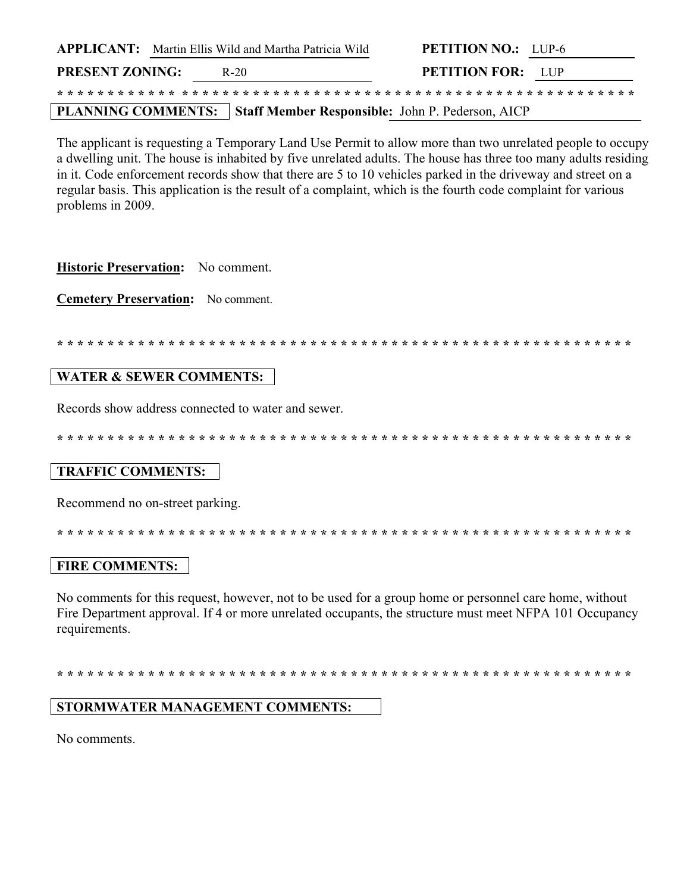**APPLICANT:** Martin Ellis Wild and Martha Patricia Wild **PETITION NO.:** LUP-6

**PRESENT ZONING:** R-20 **PETITION FOR:** LUP

* * * * * * * * * * * * * * * * * * * * * * * * * * * * * * * * * * * * * * * * * * * * * * * * * * * * * * * * * * * * *

**PLANNING COMMENTS:** **Staff Member Responsible:** John P. Pederson, AICP

The applicant is requesting a Temporary Land Use Permit to allow more than two unrelated people to occupy a dwelling unit. The house is inhabited by five unrelated adults. The house has three too many adults residing in it. Code enforcement records show that there are 5 to 10 vehicles parked in the driveway and street on a regular basis. This application is the result of a complaint, which is the fourth code complaint for various problems in 2009.

**Historic Preservation:** No comment.

**Cemetery Preservation:** No comment.

* * * * * * * * * * * * * * * * * * * * * * * * * * * * * * * * * * * * * * * * * * * * * * * * * * * * * * * * * * * * *

**WATER & SEWER COMMENTS:**

Records show address connected to water and sewer.

* * * * * * * * * * * * * * * * * * * * * * * * * * * * * * * * * * * * * * * * * * * * * * * * * * * * * * * * * * * * *

**TRAFFIC COMMENTS:**

Recommend no on-street parking.

* * * * * * * * * * * * * * * * * * * * * * * * * * * * * * * * * * * * * * * * * * * * * * * * * * * * * * * * * * * * *

**FIRE COMMENTS:**

No comments for this request, however, not to be used for a group home or personnel care home, without Fire Department approval. If 4 or more unrelated occupants, the structure must meet NFPA 101 Occupancy requirements.

* * * * * * * * * * * * * * * * * * * * * * * * * * * * * * * * * * * * * * * * * * * * * * * * * * * * * * * * * * * * *

**STORMWATER MANAGEMENT COMMENTS:**

No comments.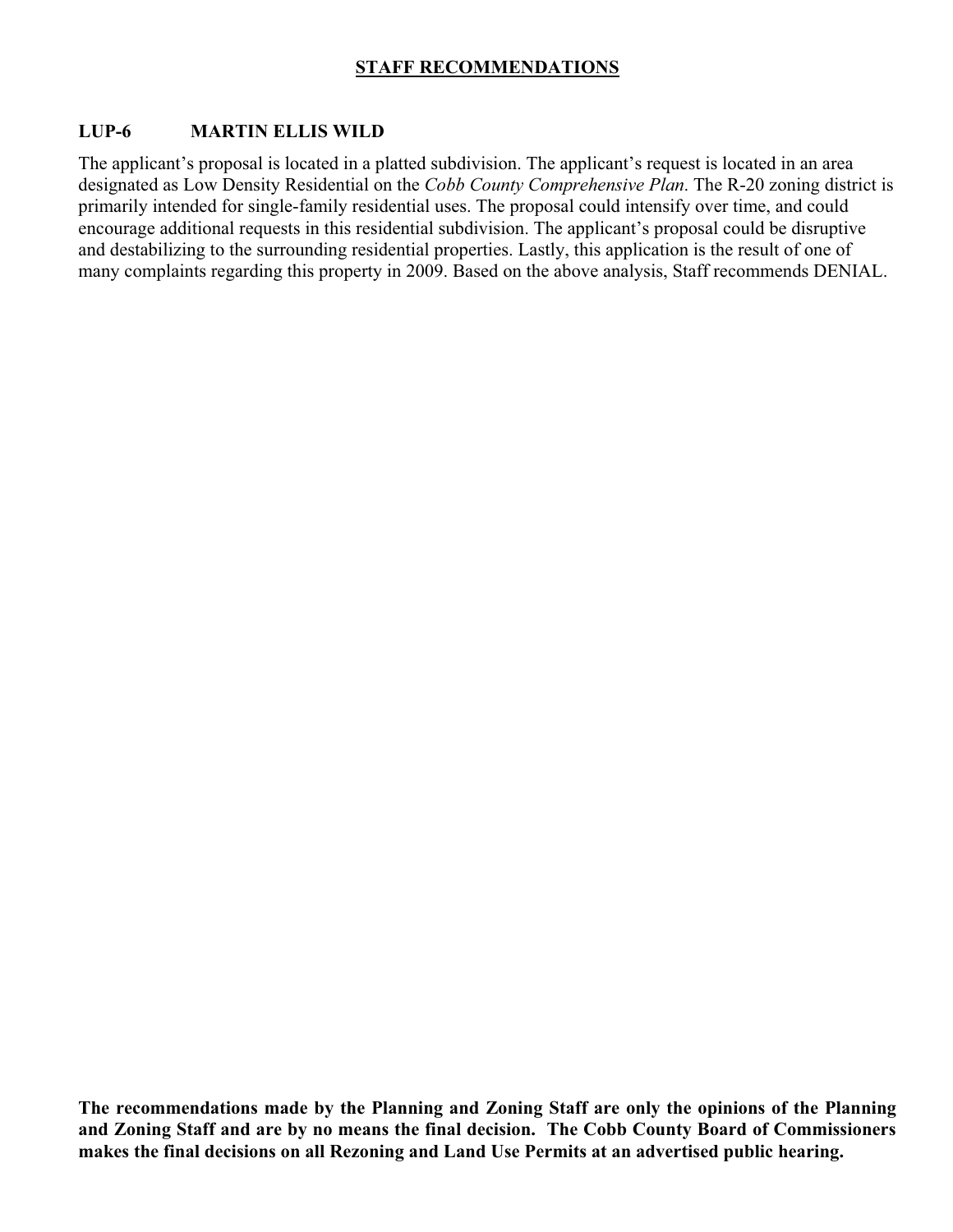## STAFF RECOMMENDATIONS

### LUP-6 MARTIN ELLIS WILD

The applicant's proposal is located in a platted subdivision. The applicant's request is located in an area designated as Low Density Residential on the *Cobb County Comprehensive Plan*. The R-20 zoning district is primarily intended for single-family residential uses. The proposal could intensify over time, and could encourage additional requests in this residential subdivision. The applicant's proposal could be disruptive and destabilizing to the surrounding residential properties. Lastly, this application is the result of one of many complaints regarding this property in 2009. Based on the above analysis, Staff recommends DENIAL.

**The recommendations made by the Planning and Zoning Staff are only the opinions of the Planning and Zoning Staff and are by no means the final decision. The Cobb County Board of Commissioners makes the final decisions on all Rezoning and Land Use Permits at an advertised public hearing.**